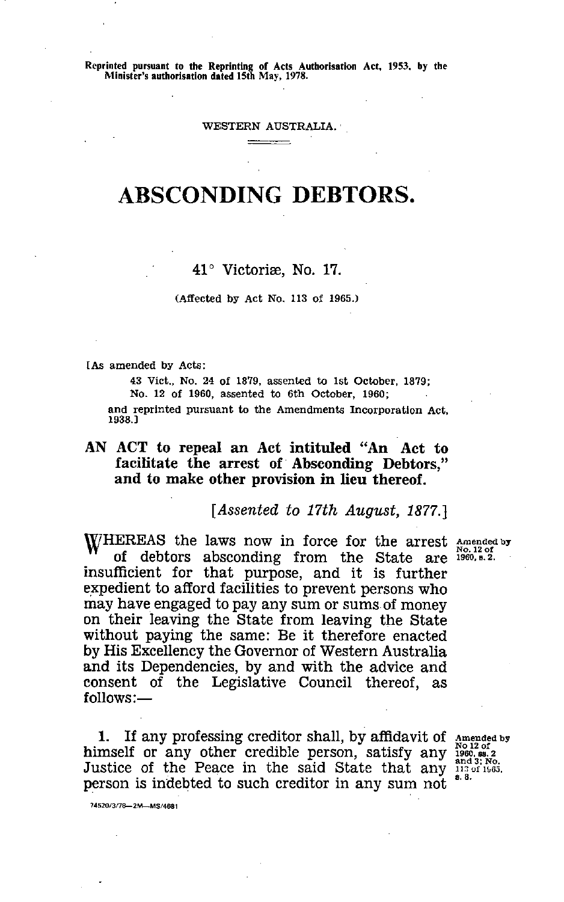Reprinted pursuant to the Reprinting of Acts Authorisation Act, 1953, by the Minister's authorisation dated 15th May, 1978.

WESTERN AUSTRALIA.

# ABSCONDING DEBTORS.

41° Victoriæ, No. 17.

(Affected by Act No. 113 of 1965.)

[As amended by Acts:

43 Vict., No. 24 of 1879, assented to 1st October, 1879;
No. 12 of 1960, assented to 6th October, 1960;

and reprinted pursuant to the Amendments Incorporation Act, 1938.]

**AN ACT to repeal an Act intituled "An Act to facilitate the arrest of Absconding Debtors," and to make other provision in lieu thereof.**

*[Assented to 17th August, 1877.]*

WHEREAS the laws now in force for the arrest of debtors absconding from the State are insufficient for that purpose, and it is further expedient to afford facilities to prevent persons who may have engaged to pay any sum or sums of money on their leaving the State from leaving the State without paying the same: Be it therefore enacted by His Excellency the Governor of Western Australia and its Dependencies, by and with the advice and consent of the Legislative Council thereof, as follows:—

Amended by No. 12 of 1960, s. 2.

**1.** If any professing creditor shall, by affidavit of himself or any other credible person, satisfy any Justice of the Peace in the said State that any person is indebted to such creditor in any sum not

Amended by No 12 of 1960, ss. 2 and 3; No. 113 of 1965, s. 8.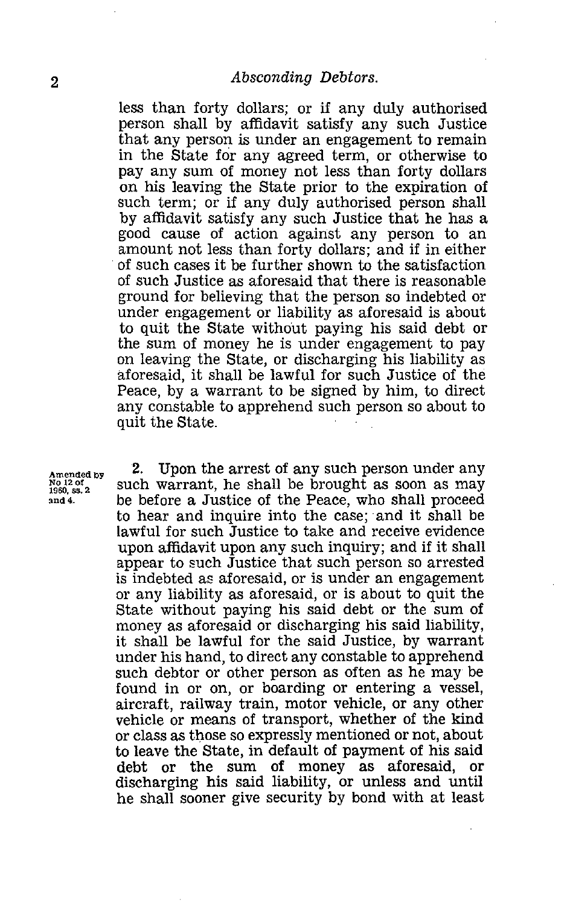less than forty dollars; or if any duly authorised person shall by affidavit satisfy any such Justice that any person is under an engagement to remain in the State for any agreed term, or otherwise to pay any sum of money not less than forty dollars on his leaving the State prior to the expiration of such term; or if any duly authorised person shall by affidavit satisfy any such Justice that he has a good cause of action against any person to an amount not less than forty dollars; and if in either of such cases it be further shown to the satisfaction of such Justice as aforesaid that there is reasonable ground for believing that the person so indebted or under engagement or liability as aforesaid is about to quit the State without paying his said debt or the sum of money he is under engagement to pay on leaving the State, or discharging his liability as aforesaid, it shall be lawful for such Justice of the Peace, by a warrant to be signed by him, to direct any constable to apprehend such person so about to quit the State.

Amended by No 12 of 1960, ss. 2 and 4.

2. Upon the arrest of any such person under any such warrant, he shall be brought as soon as may be before a Justice of the Peace, who shall proceed to hear and inquire into the case; and it shall be lawful for such Justice to take and receive evidence upon affidavit upon any such inquiry; and if it shall appear to such Justice that such person so arrested is indebted as aforesaid, or is under an engagement or any liability as aforesaid, or is about to quit the State without paying his said debt or the sum of money as aforesaid or discharging his said liability, it shall be lawful for the said Justice, by warrant under his hand, to direct any constable to apprehend such debtor or other person as often as he may be found in or on, or boarding or entering a vessel, aircraft, railway train, motor vehicle, or any other vehicle or means of transport, whether of the kind or class as those so expressly mentioned or not, about to leave the State, in default of payment of his said debt or the sum of money as aforesaid, or discharging his said liability, or unless and until he shall sooner give security by bond with at least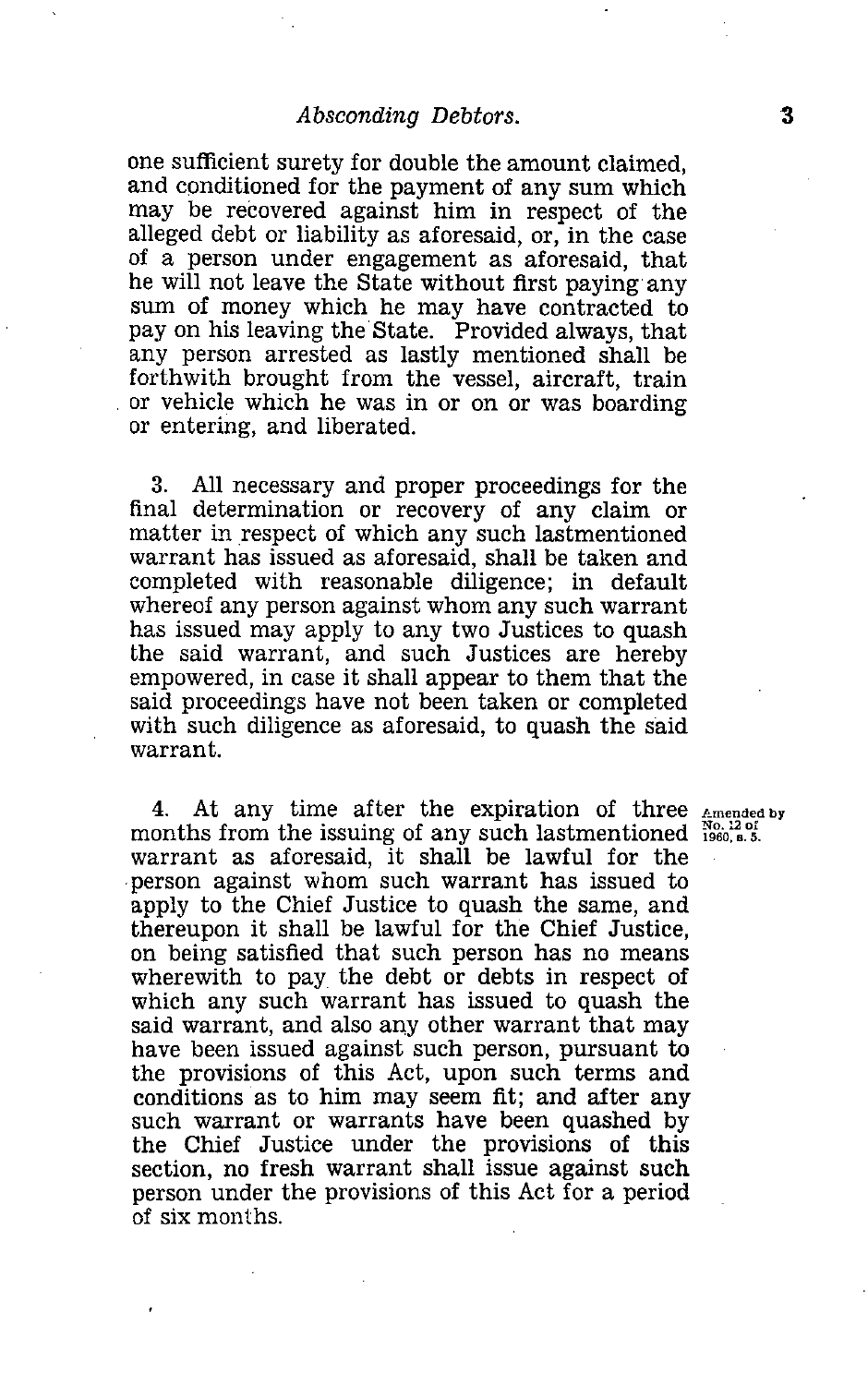one sufficient surety for double the amount claimed, and conditioned for the payment of any sum which may be recovered against him in respect of the alleged debt or liability as aforesaid, or, in the case of a person under engagement as aforesaid, that he will not leave the State without first paying any sum of money which he may have contracted to pay on his leaving the State. Provided always, that any person arrested as lastly mentioned shall be forthwith brought from the vessel, aircraft, train or vehicle which he was in or on or was boarding or entering, and liberated.

3. All necessary and proper proceedings for the final determination or recovery of any claim or matter in respect of which any such lastmentioned warrant has issued as aforesaid, shall be taken and completed with reasonable diligence; in default whereof any person against whom any such warrant has issued may apply to any two Justices to quash the said warrant, and such Justices are hereby empowered, in case it shall appear to them that the said proceedings have not been taken or completed with such diligence as aforesaid, to quash the said warrant.

4. At any time after the expiration of three months from the issuing of any such lastmentioned warrant as aforesaid, it shall be lawful for the person against whom such warrant has issued to apply to the Chief Justice to quash the same, and thereupon it shall be lawful for the Chief Justice, on being satisfied that such person has no means wherewith to pay the debt or debts in respect of which any such warrant has issued to quash the said warrant, and also any other warrant that may have been issued against such person, pursuant to the provisions of this Act, upon such terms and conditions as to him may seem fit; and after any such warrant or warrants have been quashed by the Chief Justice under the provisions of this section, no fresh warrant shall issue against such person under the provisions of this Act for a period of six months.

Amended by No. 12 of 1960, s. 5.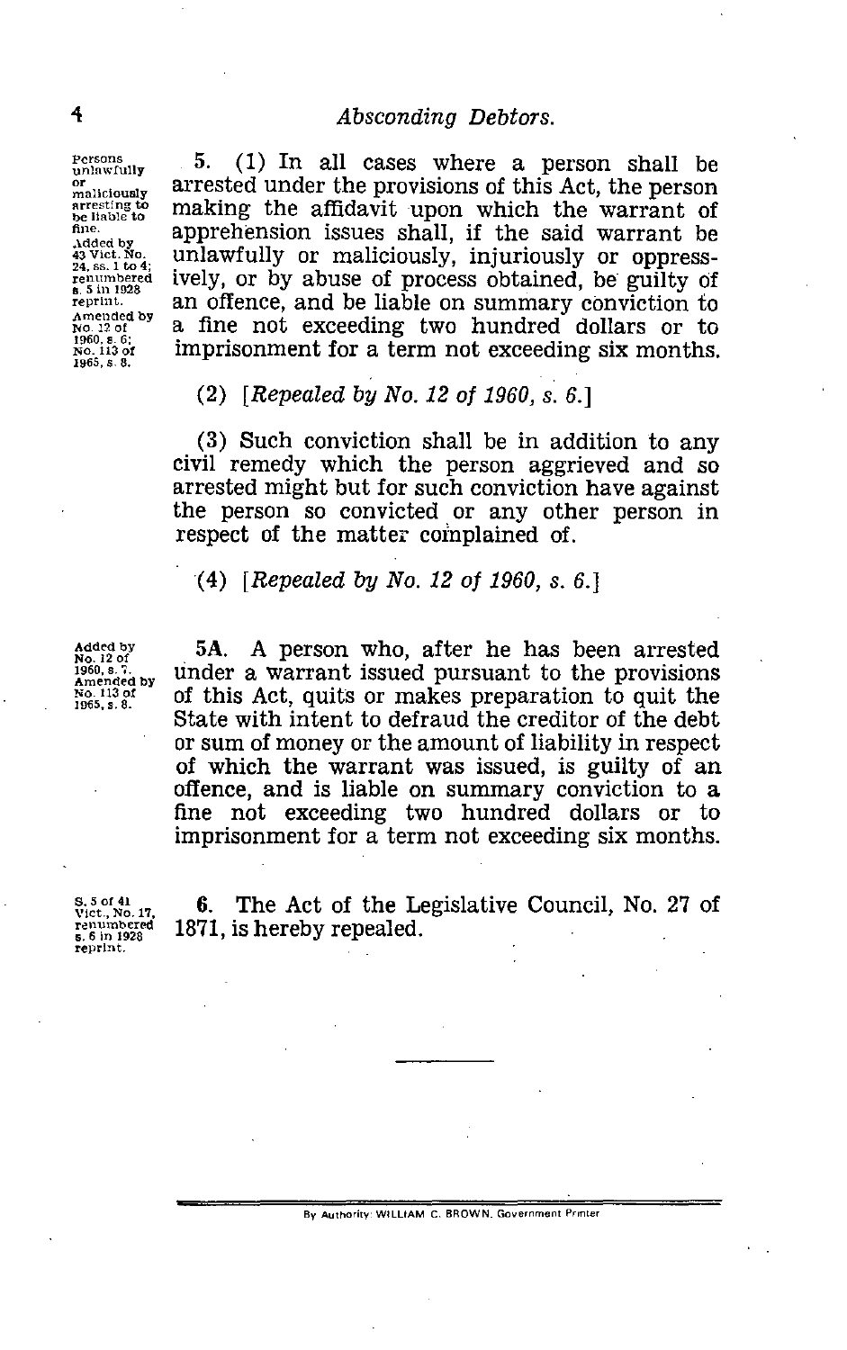Persons unlawfully or maliciously arresting to be liable to fine. Added by 43 Vict. No. 24, ss. 1 to 4; renumbered s. 5 in 1928 reprint. Amended by No. 12 of 1960, s. 6; No. 113 of 1965, s. 8.

5. (1) In all cases where a person shall be arrested under the provisions of this Act, the person making the affidavit upon which the warrant of apprehension issues shall, if the said warrant be unlawfully or maliciously, injuriously or oppressively, or by abuse of process obtained, be guilty of an offence, and be liable on summary conviction to a fine not exceeding two hundred dollars or to imprisonment for a term not exceeding six months.

(2) [*Repealed by No. 12 of 1960, s. 6.*]

(3) Such conviction shall be in addition to any civil remedy which the person aggrieved and so arrested might but for such conviction have against the person so convicted or any other person in respect of the matter complained of.

(4) [*Repealed by No. 12 of 1960, s. 6.*]

Added by No. 12 of 1960, s. 7. Amended by No. 113 of 1965, s. 8.

5A. A person who, after he has been arrested under a warrant issued pursuant to the provisions of this Act, quits or makes preparation to quit the State with intent to defraud the creditor of the debt or sum of money or the amount of liability in respect of which the warrant was issued, is guilty of an offence, and is liable on summary conviction to a fine not exceeding two hundred dollars or to imprisonment for a term not exceeding six months.

S. 5 of 41 Vict., No. 17, renumbered s. 6 in 1928 reprint.

6. The Act of the Legislative Council, No. 27 of 1871, is hereby repealed.

---

By Authority: WILLIAM C. BROWN, Government Printer